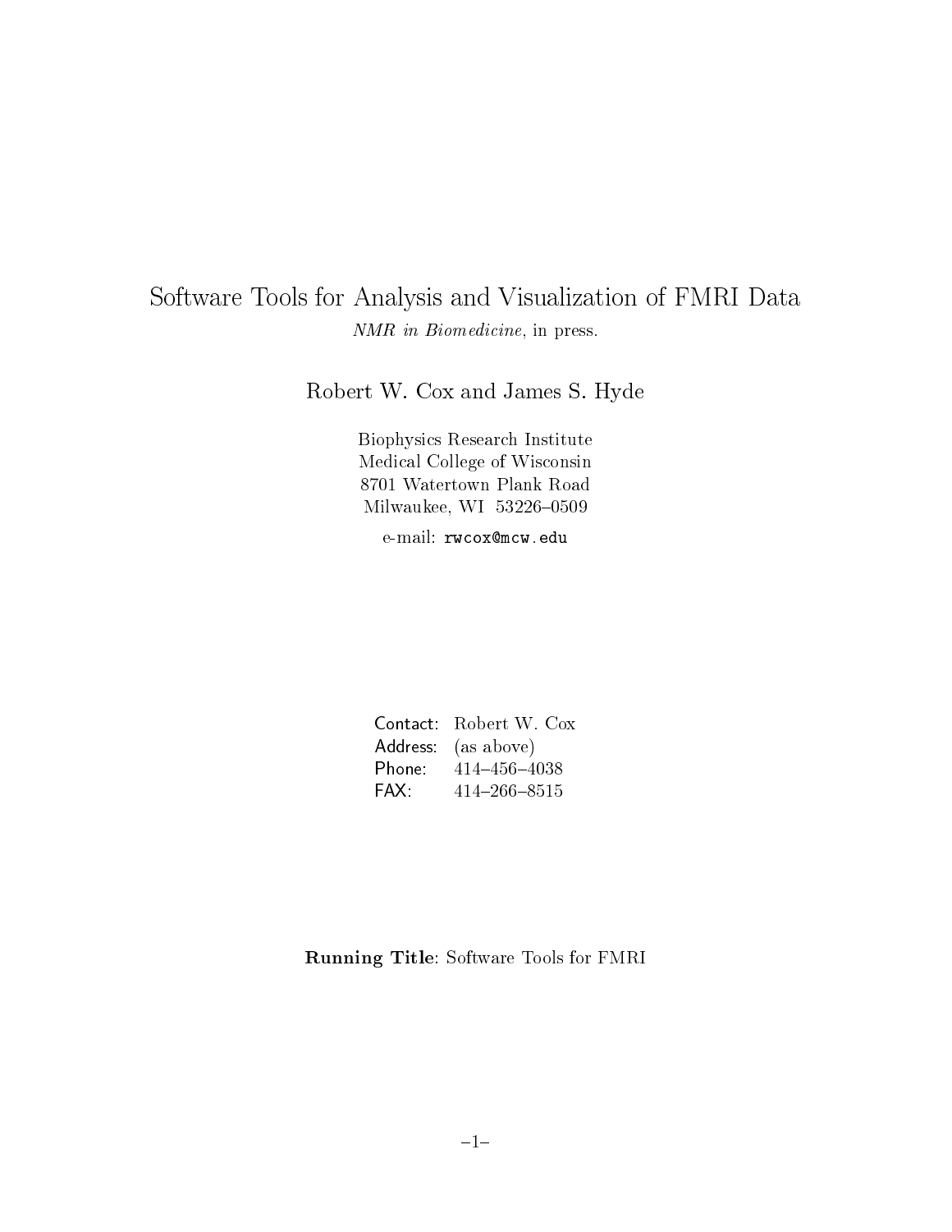# Software Tools for Analysis and Visualization of FMRI Data

*NMR in Biomedicine*, in press.

Robert W. Cox and James S. Hyde

Biophysics Research Institute
Medical College of Wisconsin
8701 Watertown Plank Road
Milwaukee, WI 53226–0509

e-mail: `rwcox@mcw.edu`

| | |
|---|---|
| Contact: | Robert W. Cox |
| Address: | (as above) |
| Phone: | 414–456–4038 |
| FAX: | 414–266–8515 |

**Running Title**: Software Tools for FMRI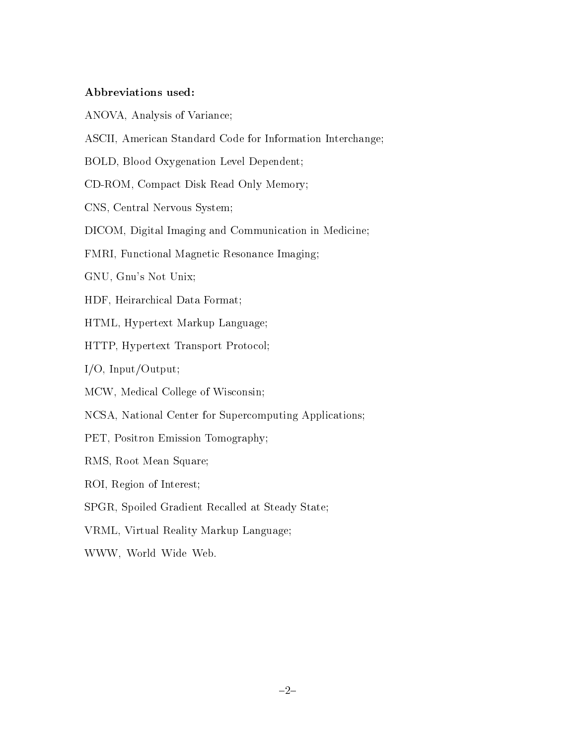**Abbreviations used:**

ANOVA, Analysis of Variance;

ASCII, American Standard Code for Information Interchange;

BOLD, Blood Oxygenation Level Dependent;

CD-ROM, Compact Disk Read Only Memory;

CNS, Central Nervous System;

DICOM, Digital Imaging and Communication in Medicine;

FMRI, Functional Magnetic Resonance Imaging;

GNU, Gnu's Not Unix;

HDF, Heirarchical Data Format;

HTML, Hypertext Markup Language;

HTTP, Hypertext Transport Protocol;

I/O, Input/Output;

MCW, Medical College of Wisconsin;

NCSA, National Center for Supercomputing Applications;

PET, Positron Emission Tomography;

RMS, Root Mean Square;

ROI, Region of Interest;

SPGR, Spoiled Gradient Recalled at Steady State;

VRML, Virtual Reality Markup Language;

WWW, World Wide Web.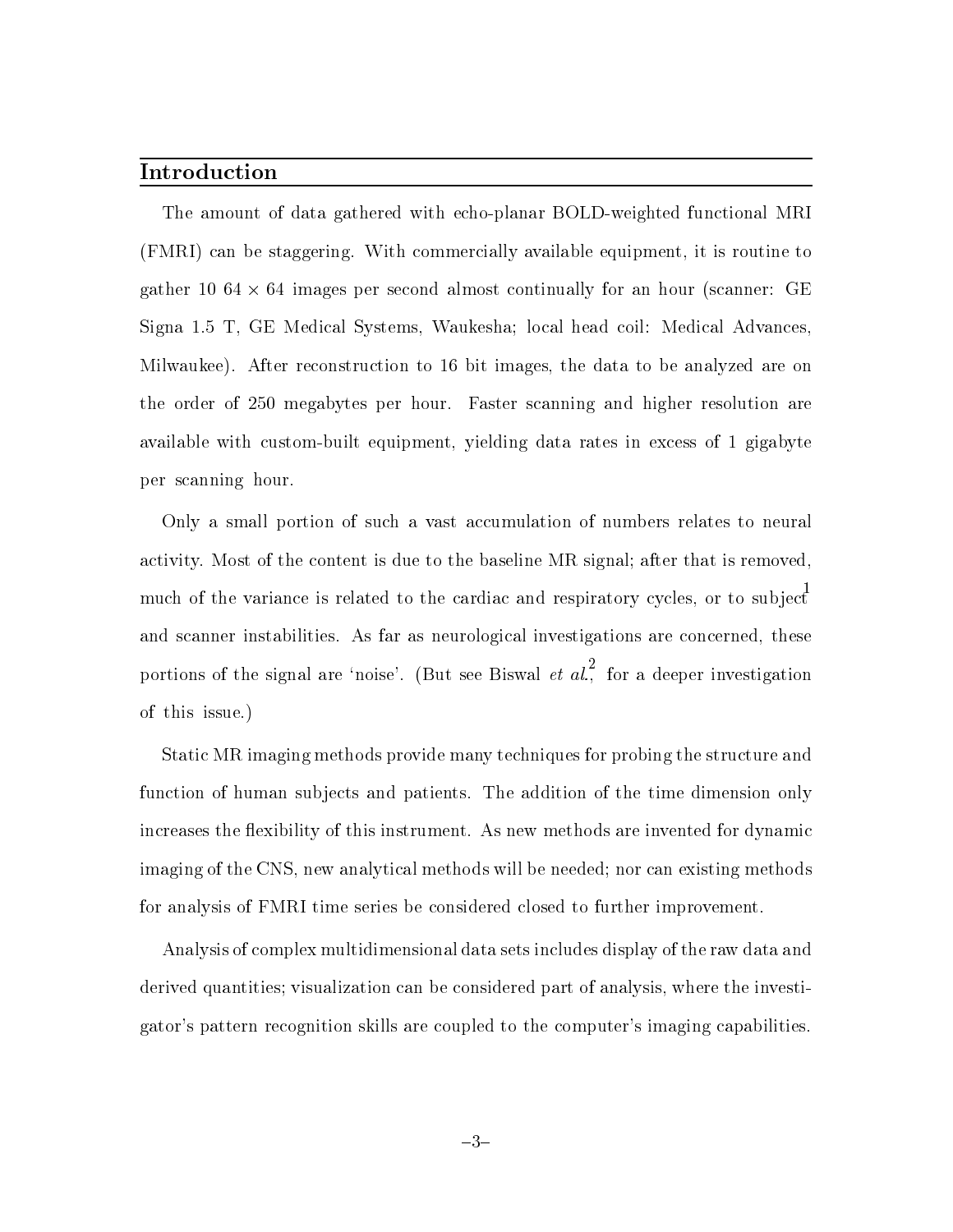## Introduction

The amount of data gathered with echo-planar BOLD-weighted functional MRI (FMRI) can be staggering. With commercially available equipment, it is routine to gather 10 $64 \times 64$ images per second almost continually for an hour (scanner: GE Signa 1.5 T, GE Medical Systems, Waukesha; local head coil: Medical Advances, Milwaukee). After reconstruction to 16 bit images, the data to be analyzed are on the order of 250 megabytes per hour. Faster scanning and higher resolution are available with custom-built equipment, yielding data rates in excess of 1 gigabyte per scanning hour.

Only a small portion of such a vast accumulation of numbers relates to neural activity. Most of the content is due to the baseline MR signal; after that is removed, much of the variance is related to the cardiac and respiratory cycles, or to subject[1] and scanner instabilities. As far as neurological investigations are concerned, these portions of the signal are 'noise'. (But see Biswal *et al.*,[2] for a deeper investigation of this issue.)

Static MR imaging methods provide many techniques for probing the structure and function of human subjects and patients. The addition of the time dimension only increases the flexibility of this instrument. As new methods are invented for dynamic imaging of the CNS, new analytical methods will be needed; nor can existing methods for analysis of FMRI time series be considered closed to further improvement.

Analysis of complex multidimensional data sets includes display of the raw data and derived quantities; visualization can be considered part of analysis, where the investigator's pattern recognition skills are coupled to the computer's imaging capabilities.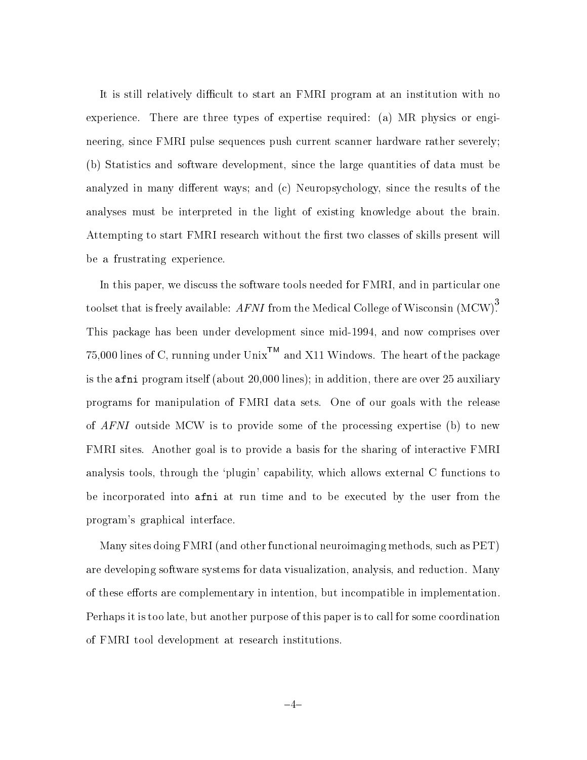It is still relatively difficult to start an FMRI program at an institution with no experience. There are three types of expertise required: (a) MR physics or engineering, since FMRI pulse sequences push current scanner hardware rather severely; (b) Statistics and software development, since the large quantities of data must be analyzed in many different ways; and (c) Neuropsychology, since the results of the analyses must be interpreted in the light of existing knowledge about the brain. Attempting to start FMRI research without the first two classes of skills present will be a frustrating experience.

In this paper, we discuss the software tools needed for FMRI, and in particular one toolset that is freely available: *AFNI* from the Medical College of Wisconsin (MCW).[3] This package has been under development since mid-1994, and now comprises over 75,000 lines of C, running under Unix™ and X11 Windows. The heart of the package is the `afni` program itself (about 20,000 lines); in addition, there are over 25 auxiliary programs for manipulation of FMRI data sets. One of our goals with the release of *AFNI* outside MCW is to provide some of the processing expertise (b) to new FMRI sites. Another goal is to provide a basis for the sharing of interactive FMRI analysis tools, through the 'plugin' capability, which allows external C functions to be incorporated into `afni` at run time and to be executed by the user from the program's graphical interface.

Many sites doing FMRI (and other functional neuroimaging methods, such as PET) are developing software systems for data visualization, analysis, and reduction. Many of these efforts are complementary in intention, but incompatible in implementation. Perhaps it is too late, but another purpose of this paper is to call for some coordination of FMRI tool development at research institutions.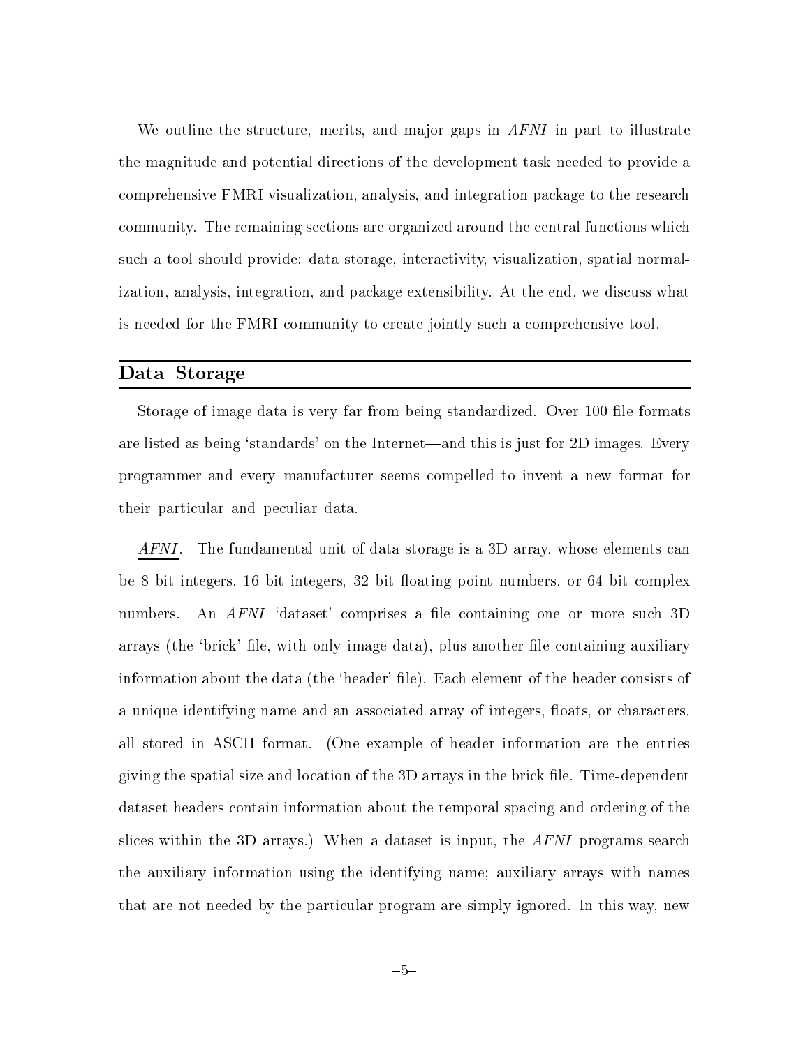We outline the structure, merits, and major gaps in *AFNI* in part to illustrate the magnitude and potential directions of the development task needed to provide a comprehensive FMRI visualization, analysis, and integration package to the research community. The remaining sections are organized around the central functions which such a tool should provide: data storage, interactivity, visualization, spatial normalization, analysis, integration, and package extensibility. At the end, we discuss what is needed for the FMRI community to create jointly such a comprehensive tool.

## Data Storage

Storage of image data is very far from being standardized. Over 100 file formats are listed as being 'standards' on the Internet—and this is just for 2D images. Every programmer and every manufacturer seems compelled to invent a new format for their particular and peculiar data.

*AFNI*. The fundamental unit of data storage is a 3D array, whose elements can be 8 bit integers, 16 bit integers, 32 bit floating point numbers, or 64 bit complex numbers. An *AFNI* 'dataset' comprises a file containing one or more such 3D arrays (the 'brick' file, with only image data), plus another file containing auxiliary information about the data (the 'header' file). Each element of the header consists of a unique identifying name and an associated array of integers, floats, or characters, all stored in ASCII format. (One example of header information are the entries giving the spatial size and location of the 3D arrays in the brick file. Time-dependent dataset headers contain information about the temporal spacing and ordering of the slices within the 3D arrays.) When a dataset is input, the *AFNI* programs search the auxiliary information using the identifying name; auxiliary arrays with names that are not needed by the particular program are simply ignored. In this way, new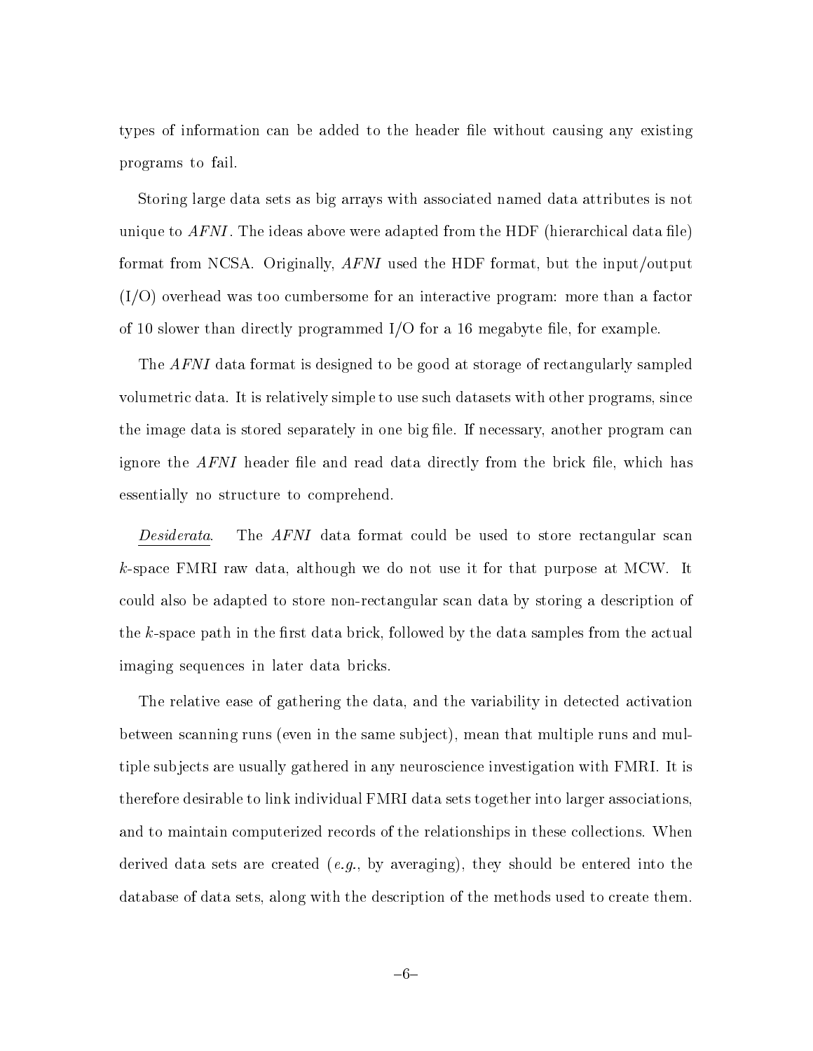types of information can be added to the header file without causing any existing programs to fail.

Storing large data sets as big arrays with associated named data attributes is not unique to *AFNI*. The ideas above were adapted from the HDF (hierarchical data file) format from NCSA. Originally, *AFNI* used the HDF format, but the input/output (I/O) overhead was too cumbersome for an interactive program: more than a factor of 10 slower than directly programmed I/O for a 16 megabyte file, for example.

The *AFNI* data format is designed to be good at storage of rectangularly sampled volumetric data. It is relatively simple to use such datasets with other programs, since the image data is stored separately in one big file. If necessary, another program can ignore the *AFNI* header file and read data directly from the brick file, which has essentially no structure to comprehend.

*Desiderata*. The *AFNI* data format could be used to store rectangular scan $k$-space FMRI raw data, although we do not use it for that purpose at MCW. It could also be adapted to store non-rectangular scan data by storing a description of the $k$-space path in the first data brick, followed by the data samples from the actual imaging sequences in later data bricks.

The relative ease of gathering the data, and the variability in detected activation between scanning runs (even in the same subject), mean that multiple runs and multiple subjects are usually gathered in any neuroscience investigation with FMRI. It is therefore desirable to link individual FMRI data sets together into larger associations, and to maintain computerized records of the relationships in these collections. When derived data sets are created (*e.g.*, by averaging), they should be entered into the database of data sets, along with the description of the methods used to create them.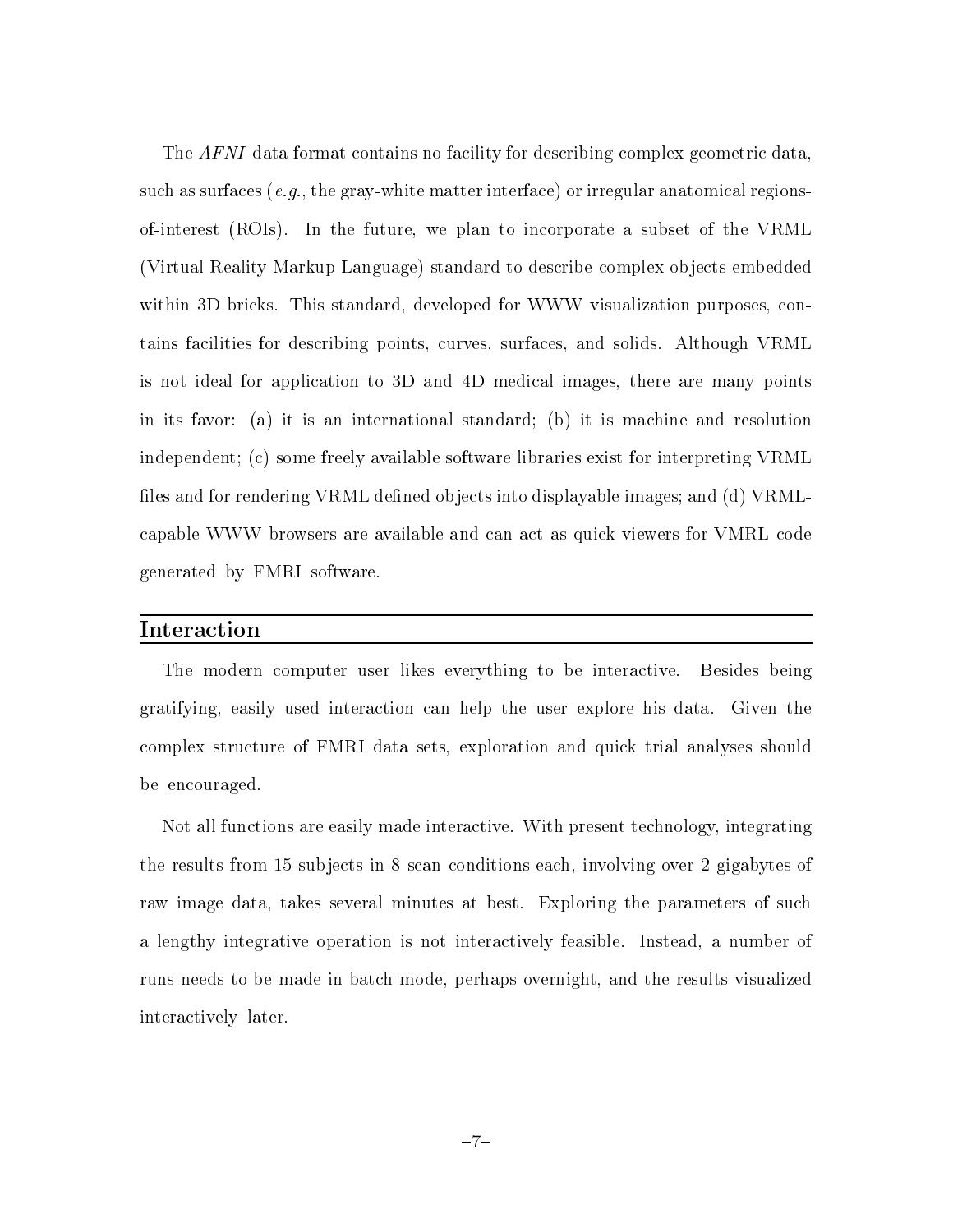The *AFNI* data format contains no facility for describing complex geometric data, such as surfaces (*e.g.*, the gray-white matter interface) or irregular anatomical regions-of-interest (ROIs). In the future, we plan to incorporate a subset of the VRML (Virtual Reality Markup Language) standard to describe complex objects embedded within 3D bricks. This standard, developed for WWW visualization purposes, contains facilities for describing points, curves, surfaces, and solids. Although VRML is not ideal for application to 3D and 4D medical images, there are many points in its favor: (a) it is an international standard; (b) it is machine and resolution independent; (c) some freely available software libraries exist for interpreting VRML files and for rendering VRML defined objects into displayable images; and (d) VRML-capable WWW browsers are available and can act as quick viewers for VMRL code generated by FMRI software.

## Interaction

The modern computer user likes everything to be interactive. Besides being gratifying, easily used interaction can help the user explore his data. Given the complex structure of FMRI data sets, exploration and quick trial analyses should be encouraged.

Not all functions are easily made interactive. With present technology, integrating the results from 15 subjects in 8 scan conditions each, involving over 2 gigabytes of raw image data, takes several minutes at best. Exploring the parameters of such a lengthy integrative operation is not interactively feasible. Instead, a number of runs needs to be made in batch mode, perhaps overnight, and the results visualized interactively later.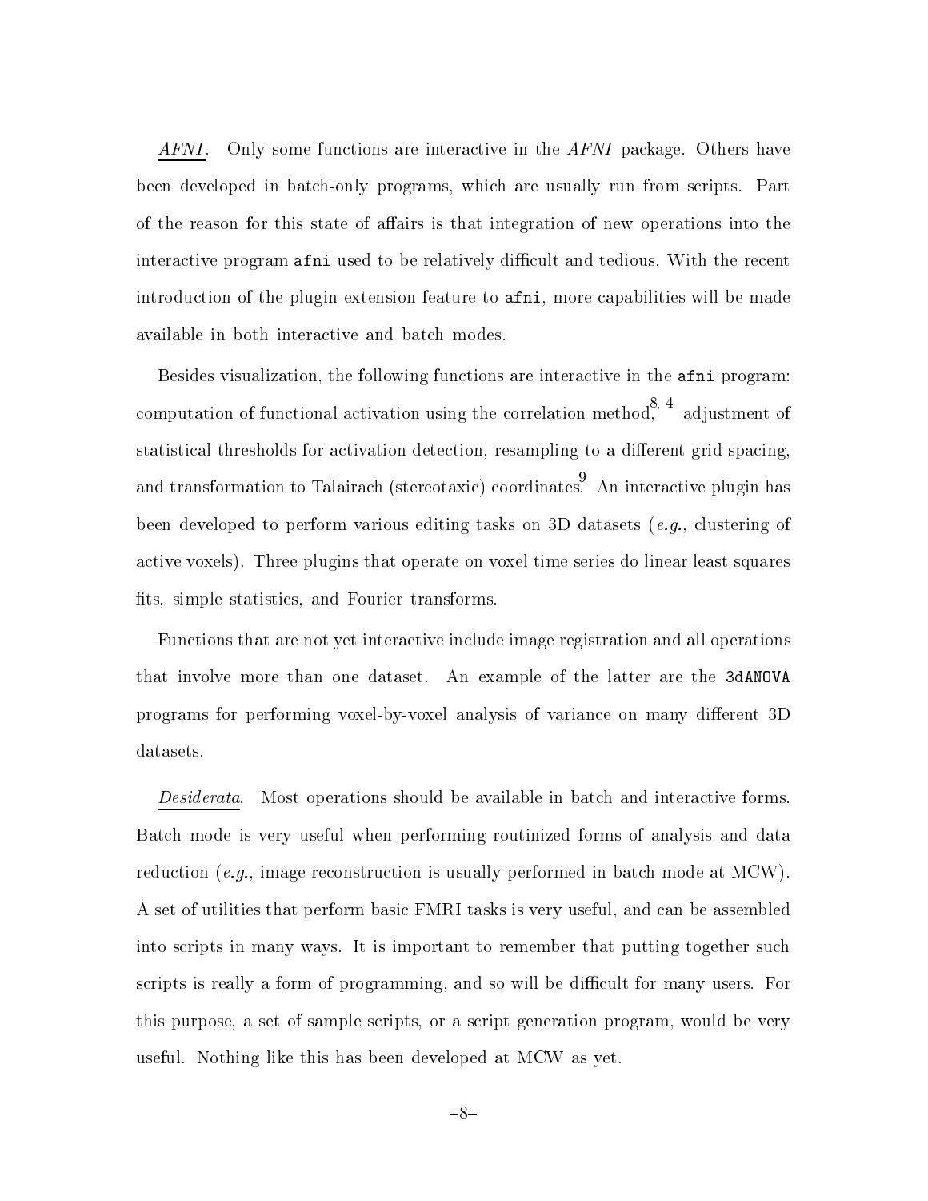*AFNI*. Only some functions are interactive in the *AFNI* package. Others have been developed in batch-only programs, which are usually run from scripts. Part of the reason for this state of affairs is that integration of new operations into the interactive program `afni` used to be relatively difficult and tedious. With the recent introduction of the plugin extension feature to `afni`, more capabilities will be made available in both interactive and batch modes.

Besides visualization, the following functions are interactive in the `afni` program: computation of functional activation using the correlation method,[8, 4] adjustment of statistical thresholds for activation detection, resampling to a different grid spacing, and transformation to Talairach (stereotaxic) coordinates.[9] An interactive plugin has been developed to perform various editing tasks on 3D datasets (*e.g.*, clustering of active voxels). Three plugins that operate on voxel time series do linear least squares fits, simple statistics, and Fourier transforms.

Functions that are not yet interactive include image registration and all operations that involve more than one dataset. An example of the latter are the `3dANOVA` programs for performing voxel-by-voxel analysis of variance on many different 3D datasets.

*Desiderata*. Most operations should be available in batch and interactive forms. Batch mode is very useful when performing routinized forms of analysis and data reduction (*e.g.*, image reconstruction is usually performed in batch mode at MCW). A set of utilities that perform basic FMRI tasks is very useful, and can be assembled into scripts in many ways. It is important to remember that putting together such scripts is really a form of programming, and so will be difficult for many users. For this purpose, a set of sample scripts, or a script generation program, would be very useful. Nothing like this has been developed at MCW as yet.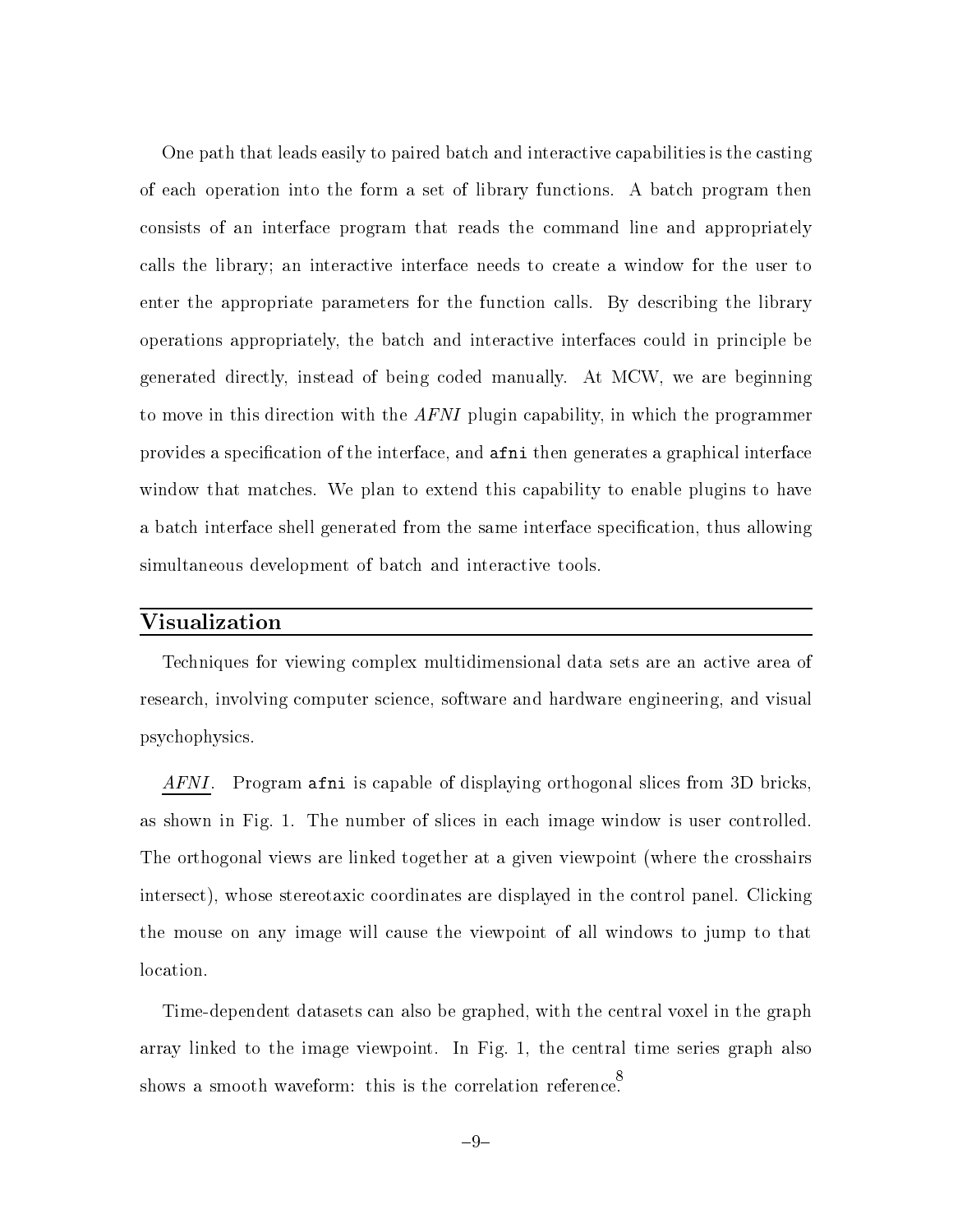One path that leads easily to paired batch and interactive capabilities is the casting of each operation into the form a set of library functions. A batch program then consists of an interface program that reads the command line and appropriately calls the library; an interactive interface needs to create a window for the user to enter the appropriate parameters for the function calls. By describing the library operations appropriately, the batch and interactive interfaces could in principle be generated directly, instead of being coded manually. At MCW, we are beginning to move in this direction with the *AFNI* plugin capability, in which the programmer provides a specification of the interface, and `afni` then generates a graphical interface window that matches. We plan to extend this capability to enable plugins to have a batch interface shell generated from the same interface specification, thus allowing simultaneous development of batch and interactive tools.

## Visualization

Techniques for viewing complex multidimensional data sets are an active area of research, involving computer science, software and hardware engineering, and visual psychophysics.

*AFNI*. Program `afni` is capable of displaying orthogonal slices from 3D bricks, as shown in Fig. 1. The number of slices in each image window is user controlled. The orthogonal views are linked together at a given viewpoint (where the crosshairs intersect), whose stereotaxic coordinates are displayed in the control panel. Clicking the mouse on any image will cause the viewpoint of all windows to jump to that location.

Time-dependent datasets can also be graphed, with the central voxel in the graph array linked to the image viewpoint. In Fig. 1, the central time series graph also shows a smooth waveform: this is the correlation reference.[8]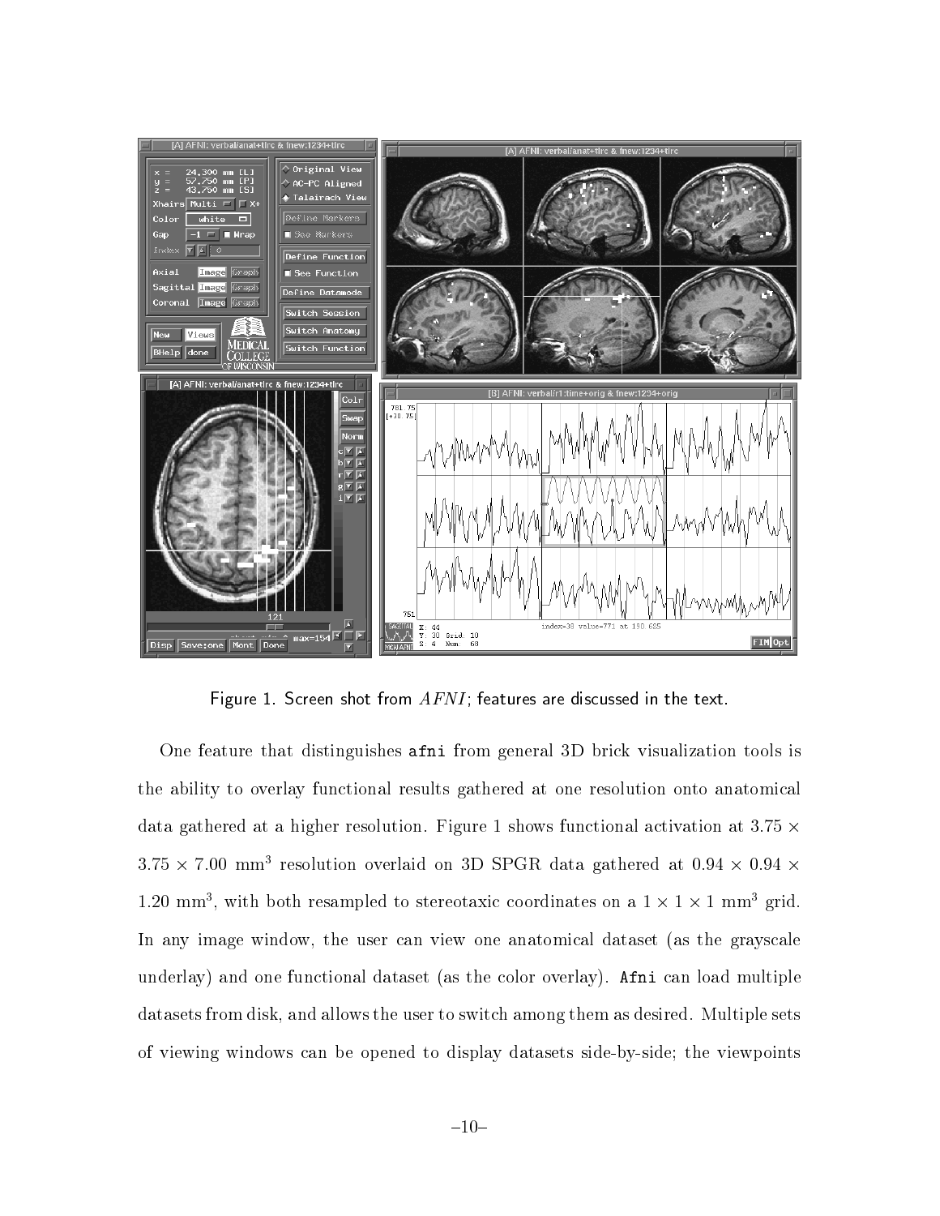Figure 1. Screen shot from *AFNI*; features are discussed in the text.

One feature that distinguishes **afni** from general 3D brick visualization tools is the ability to overlay functional results gathered at one resolution onto anatomical data gathered at a higher resolution. Figure 1 shows functional activation at $3.75 \times 3.75 \times 7.00$ mm$^3$ resolution overlaid on 3D SPGR data gathered at $0.94 \times 0.94 \times 1.20$ mm$^3$, with both resampled to stereotaxic coordinates on a $1 \times 1 \times 1$ mm$^3$ grid. In any image window, the user can view one anatomical dataset (as the grayscale underlay) and one functional dataset (as the color overlay). **Afni** can load multiple datasets from disk, and allows the user to switch among them as desired. Multiple sets of viewing windows can be opened to display datasets side-by-side; the viewpoints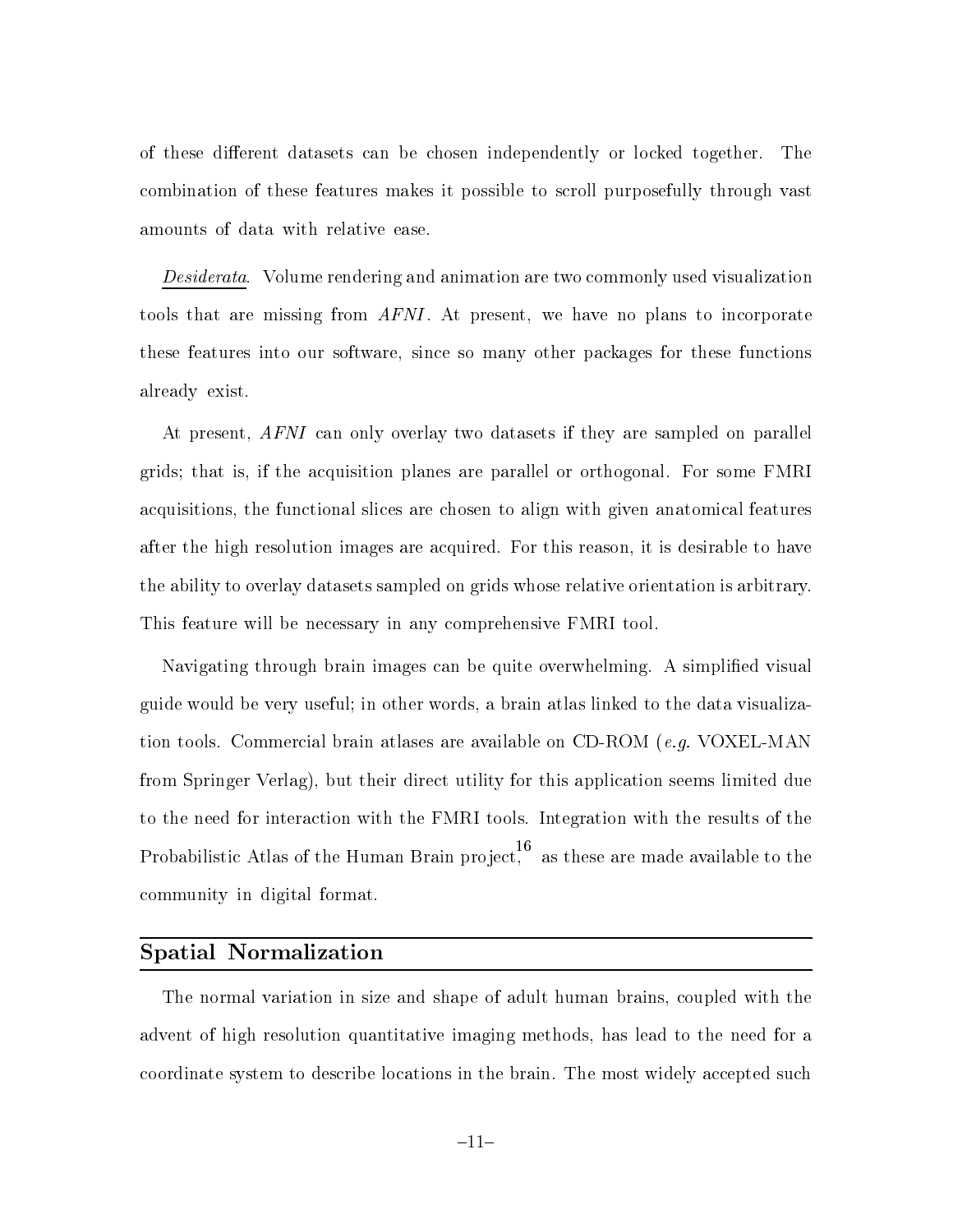of these different datasets can be chosen independently or locked together. The combination of these features makes it possible to scroll purposefully through vast amounts of data with relative ease.

*Desiderata*. Volume rendering and animation are two commonly used visualization tools that are missing from *AFNI*. At present, we have no plans to incorporate these features into our software, since so many other packages for these functions already exist.

At present, *AFNI* can only overlay two datasets if they are sampled on parallel grids; that is, if the acquisition planes are parallel or orthogonal. For some FMRI acquisitions, the functional slices are chosen to align with given anatomical features after the high resolution images are acquired. For this reason, it is desirable to have the ability to overlay datasets sampled on grids whose relative orientation is arbitrary. This feature will be necessary in any comprehensive FMRI tool.

Navigating through brain images can be quite overwhelming. A simplified visual guide would be very useful; in other words, a brain atlas linked to the data visualization tools. Commercial brain atlases are available on CD-ROM (*e.g.* VOXEL-MAN from Springer Verlag), but their direct utility for this application seems limited due to the need for interaction with the FMRI tools. Integration with the results of the Probabilistic Atlas of the Human Brain project,[16] as these are made available to the community in digital format.

## Spatial Normalization

The normal variation in size and shape of adult human brains, coupled with the advent of high resolution quantitative imaging methods, has lead to the need for a coordinate system to describe locations in the brain. The most widely accepted such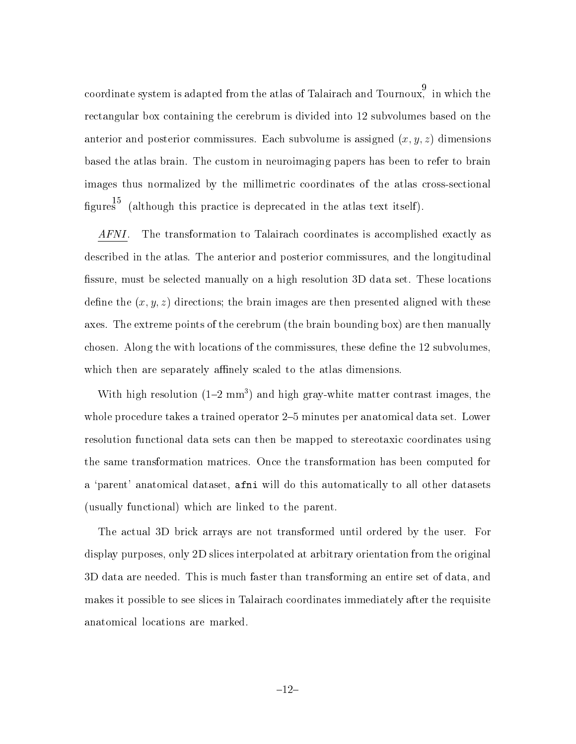coordinate system is adapted from the atlas of Talairach and Tournoux,[9] in which the rectangular box containing the cerebrum is divided into 12 subvolumes based on the anterior and posterior commissures. Each subvolume is assigned $(x, y, z)$ dimensions based the atlas brain. The custom in neuroimaging papers has been to refer to brain images thus normalized by the millimetric coordinates of the atlas cross-sectional figures[15] (although this practice is deprecated in the atlas text itself).

*AFNI*. The transformation to Talairach coordinates is accomplished exactly as described in the atlas. The anterior and posterior commissures, and the longitudinal fissure, must be selected manually on a high resolution 3D data set. These locations define the $(x, y, z)$ directions; the brain images are then presented aligned with these axes. The extreme points of the cerebrum (the brain bounding box) are then manually chosen. Along the with locations of the commissures, these define the 12 subvolumes, which then are separately affinely scaled to the atlas dimensions.

With high resolution (1–2 $mm^3$) and high gray-white matter contrast images, the whole procedure takes a trained operator 2–5 minutes per anatomical data set. Lower resolution functional data sets can then be mapped to stereotaxic coordinates using the same transformation matrices. Once the transformation has been computed for a 'parent' anatomical dataset, `afni` will do this automatically to all other datasets (usually functional) which are linked to the parent.

The actual 3D brick arrays are not transformed until ordered by the user. For display purposes, only 2D slices interpolated at arbitrary orientation from the original 3D data are needed. This is much faster than transforming an entire set of data, and makes it possible to see slices in Talairach coordinates immediately after the requisite anatomical locations are marked.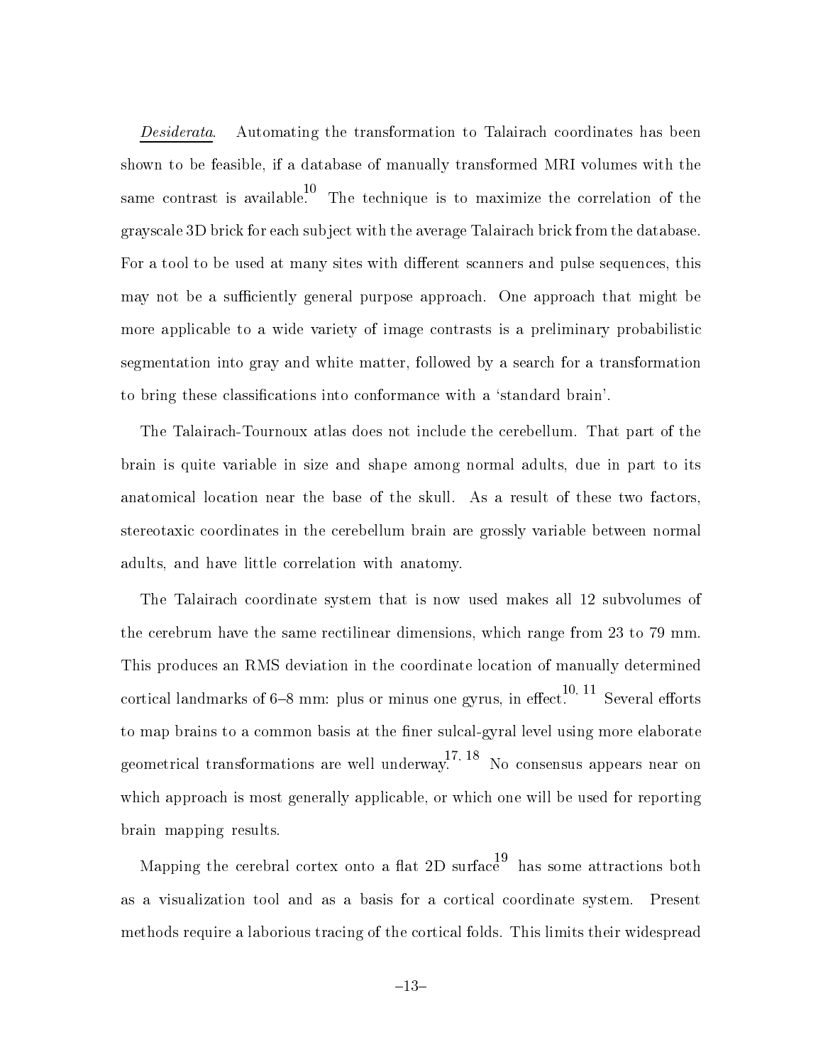*Desiderata*. Automating the transformation to Talairach coordinates has been shown to be feasible, if a database of manually transformed MRI volumes with the same contrast is available.[10] The technique is to maximize the correlation of the grayscale 3D brick for each subject with the average Talairach brick from the database. For a tool to be used at many sites with different scanners and pulse sequences, this may not be a sufficiently general purpose approach. One approach that might be more applicable to a wide variety of image contrasts is a preliminary probabilistic segmentation into gray and white matter, followed by a search for a transformation to bring these classifications into conformance with a 'standard brain'.

The Talairach-Tournoux atlas does not include the cerebellum. That part of the brain is quite variable in size and shape among normal adults, due in part to its anatomical location near the base of the skull. As a result of these two factors, stereotaxic coordinates in the cerebellum brain are grossly variable between normal adults, and have little correlation with anatomy.

The Talairach coordinate system that is now used makes all 12 subvolumes of the cerebrum have the same rectilinear dimensions, which range from 23 to 79 mm. This produces an RMS deviation in the coordinate location of manually determined cortical landmarks of 6–8 mm: plus or minus one gyrus, in effect.[10, 11] Several efforts to map brains to a common basis at the finer sulcal-gyral level using more elaborate geometrical transformations are well underway.[17, 18] No consensus appears near on which approach is most generally applicable, or which one will be used for reporting brain mapping results.

Mapping the cerebral cortex onto a flat 2D surface[19] has some attractions both as a visualization tool and as a basis for a cortical coordinate system. Present methods require a laborious tracing of the cortical folds. This limits their widespread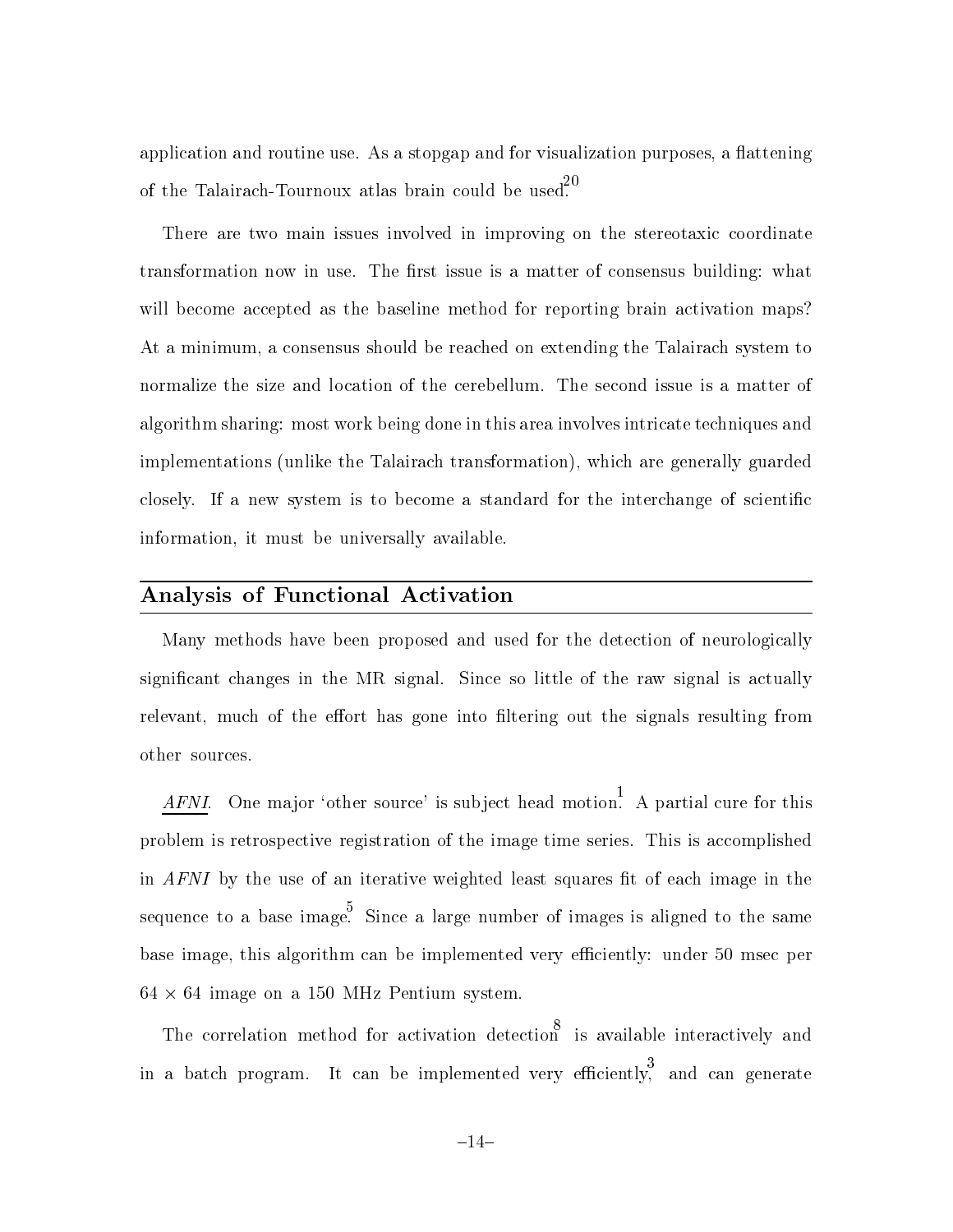application and routine use. As a stopgap and for visualization purposes, a flattening of the Talairach-Tournoux atlas brain could be used.[20]

There are two main issues involved in improving on the stereotaxic coordinate transformation now in use. The first issue is a matter of consensus building: what will become accepted as the baseline method for reporting brain activation maps? At a minimum, a consensus should be reached on extending the Talairach system to normalize the size and location of the cerebellum. The second issue is a matter of algorithm sharing: most work being done in this area involves intricate techniques and implementations (unlike the Talairach transformation), which are generally guarded closely. If a new system is to become a standard for the interchange of scientific information, it must be universally available.

## Analysis of Functional Activation

Many methods have been proposed and used for the detection of neurologically significant changes in the MR signal. Since so little of the raw signal is actually relevant, much of the effort has gone into filtering out the signals resulting from other sources.

*AFNI*. One major 'other source' is subject head motion.[1] A partial cure for this problem is retrospective registration of the image time series. This is accomplished in *AFNI* by the use of an iterative weighted least squares fit of each image in the sequence to a base image.[5] Since a large number of images is aligned to the same base image, this algorithm can be implemented very efficiently: under 50 msec per $64 \times 64$ image on a 150 MHz Pentium system.

The correlation method for activation detection[8] is available interactively and in a batch program. It can be implemented very efficiently,[3] and can generate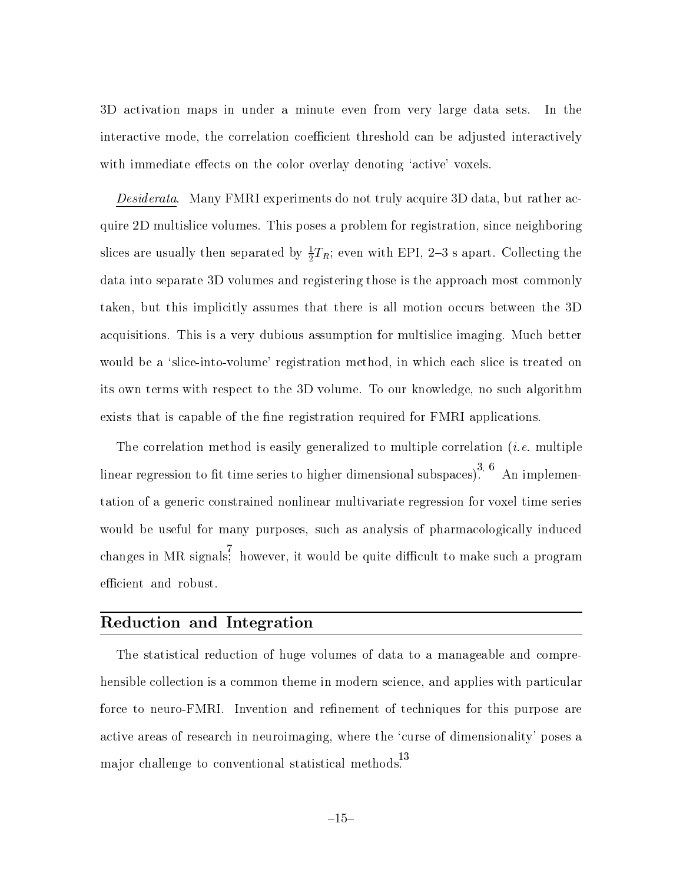3D activation maps in under a minute even from very large data sets. In the interactive mode, the correlation coefficient threshold can be adjusted interactively with immediate effects on the color overlay denoting 'active' voxels.

*Desiderata*. Many FMRI experiments do not truly acquire 3D data, but rather acquire 2D multislice volumes. This poses a problem for registration, since neighboring slices are usually then separated by $\frac{1}{2}T_R$; even with EPI, 2–3 s apart. Collecting the data into separate 3D volumes and registering those is the approach most commonly taken, but this implicitly assumes that there is all motion occurs between the 3D acquisitions. This is a very dubious assumption for multislice imaging. Much better would be a 'slice-into-volume' registration method, in which each slice is treated on its own terms with respect to the 3D volume. To our knowledge, no such algorithm exists that is capable of the fine registration required for FMRI applications.

The correlation method is easily generalized to multiple correlation (*i.e.* multiple linear regression to fit time series to higher dimensional subspaces).[3, 6] An implementation of a generic constrained nonlinear multivariate regression for voxel time series would be useful for many purposes, such as analysis of pharmacologically induced changes in MR signals;[7] however, it would be quite difficult to make such a program efficient and robust.

## Reduction and Integration

The statistical reduction of huge volumes of data to a manageable and comprehensible collection is a common theme in modern science, and applies with particular force to neuro-FMRI. Invention and refinement of techniques for this purpose are active areas of research in neuroimaging, where the 'curse of dimensionality' poses a major challenge to conventional statistical methods.[13]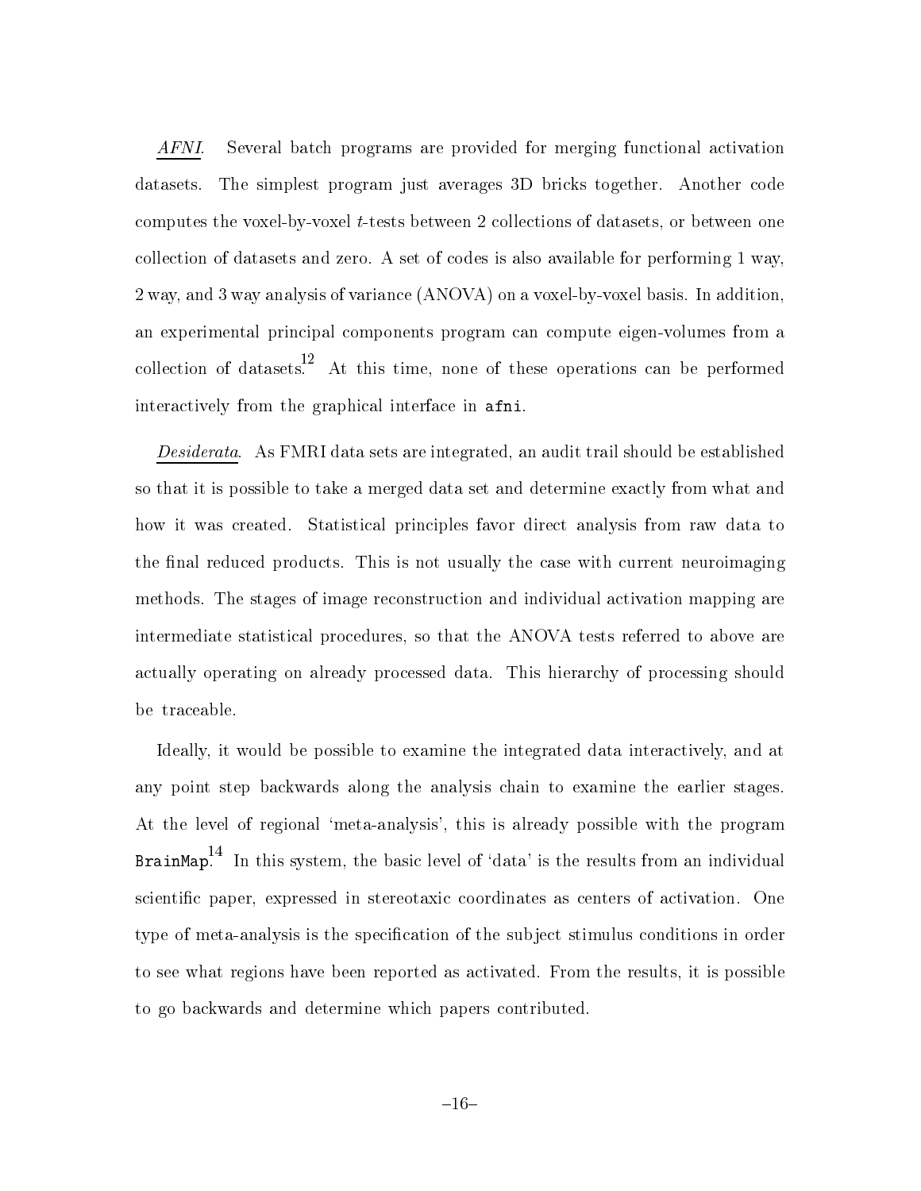*AFNI*. Several batch programs are provided for merging functional activation datasets. The simplest program just averages 3D bricks together. Another code computes the voxel-by-voxel $t$-tests between 2 collections of datasets, or between one collection of datasets and zero. A set of codes is also available for performing 1 way, 2 way, and 3 way analysis of variance (ANOVA) on a voxel-by-voxel basis. In addition, an experimental principal components program can compute eigen-volumes from a collection of datasets.[12] At this time, none of these operations can be performed interactively from the graphical interface in `afni`.

*Desiderata*. As FMRI data sets are integrated, an audit trail should be established so that it is possible to take a merged data set and determine exactly from what and how it was created. Statistical principles favor direct analysis from raw data to the final reduced products. This is not usually the case with current neuroimaging methods. The stages of image reconstruction and individual activation mapping are intermediate statistical procedures, so that the ANOVA tests referred to above are actually operating on already processed data. This hierarchy of processing should be traceable.

Ideally, it would be possible to examine the integrated data interactively, and at any point step backwards along the analysis chain to examine the earlier stages. At the level of regional 'meta-analysis', this is already possible with the program `BrainMap`.[14] In this system, the basic level of 'data' is the results from an individual scientific paper, expressed in stereotaxic coordinates as centers of activation. One type of meta-analysis is the specification of the subject stimulus conditions in order to see what regions have been reported as activated. From the results, it is possible to go backwards and determine which papers contributed.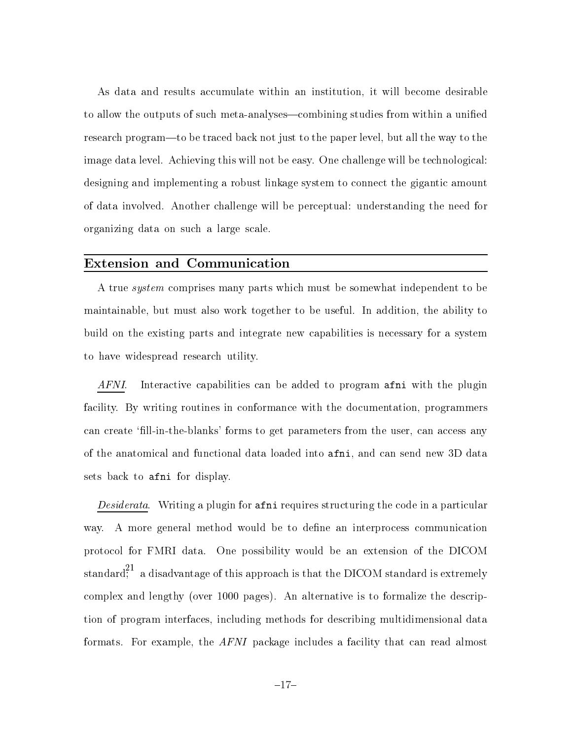As data and results accumulate within an institution, it will become desirable to allow the outputs of such meta-analyses—combining studies from within a unified research program—to be traced back not just to the paper level, but all the way to the image data level. Achieving this will not be easy. One challenge will be technological: designing and implementing a robust linkage system to connect the gigantic amount of data involved. Another challenge will be perceptual: understanding the need for organizing data on such a large scale.

## Extension and Communication

A true *system* comprises many parts which must be somewhat independent to be maintainable, but must also work together to be useful. In addition, the ability to build on the existing parts and integrate new capabilities is necessary for a system to have widespread research utility.

*AFNI*. Interactive capabilities can be added to program `afni` with the plugin facility. By writing routines in conformance with the documentation, programmers can create 'fill-in-the-blanks' forms to get parameters from the user, can access any of the anatomical and functional data loaded into `afni`, and can send new 3D data sets back to `afni` for display.

*Desiderata*. Writing a plugin for `afni` requires structuring the code in a particular way. A more general method would be to define an interprocess communication protocol for FMRI data. One possibility would be an extension of the DICOM standard;[21] a disadvantage of this approach is that the DICOM standard is extremely complex and lengthy (over 1000 pages). An alternative is to formalize the description of program interfaces, including methods for describing multidimensional data formats. For example, the *AFNI* package includes a facility that can read almost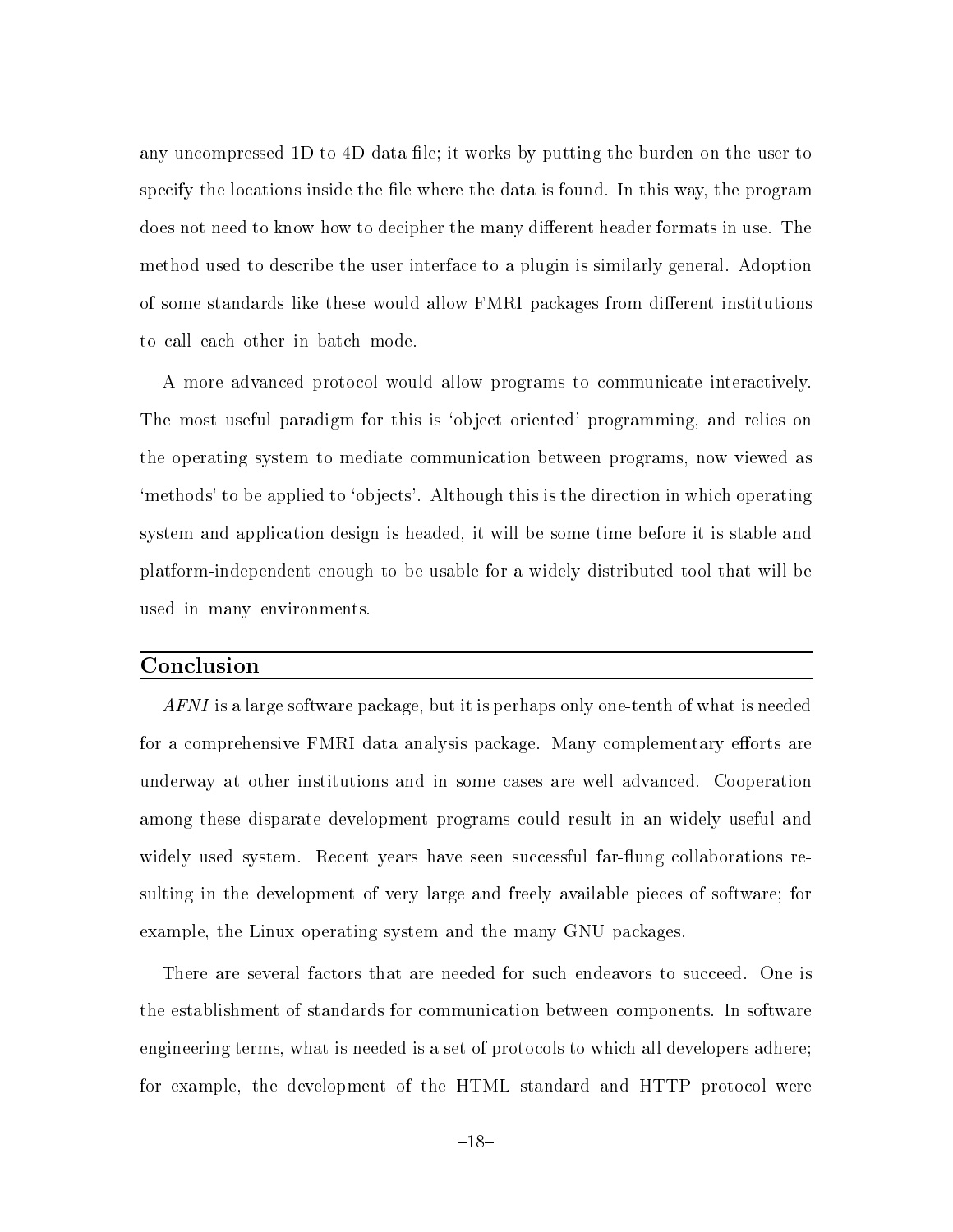any uncompressed 1D to 4D data file; it works by putting the burden on the user to specify the locations inside the file where the data is found. In this way, the program does not need to know how to decipher the many different header formats in use. The method used to describe the user interface to a plugin is similarly general. Adoption of some standards like these would allow FMRI packages from different institutions to call each other in batch mode.

A more advanced protocol would allow programs to communicate interactively. The most useful paradigm for this is 'object oriented' programming, and relies on the operating system to mediate communication between programs, now viewed as 'methods' to be applied to 'objects'. Although this is the direction in which operating system and application design is headed, it will be some time before it is stable and platform-independent enough to be usable for a widely distributed tool that will be used in many environments.

## Conclusion

*AFNI* is a large software package, but it is perhaps only one-tenth of what is needed for a comprehensive FMRI data analysis package. Many complementary efforts are underway at other institutions and in some cases are well advanced. Cooperation among these disparate development programs could result in an widely useful and widely used system. Recent years have seen successful far-flung collaborations resulting in the development of very large and freely available pieces of software; for example, the Linux operating system and the many GNU packages.

There are several factors that are needed for such endeavors to succeed. One is the establishment of standards for communication between components. In software engineering terms, what is needed is a set of protocols to which all developers adhere; for example, the development of the HTML standard and HTTP protocol were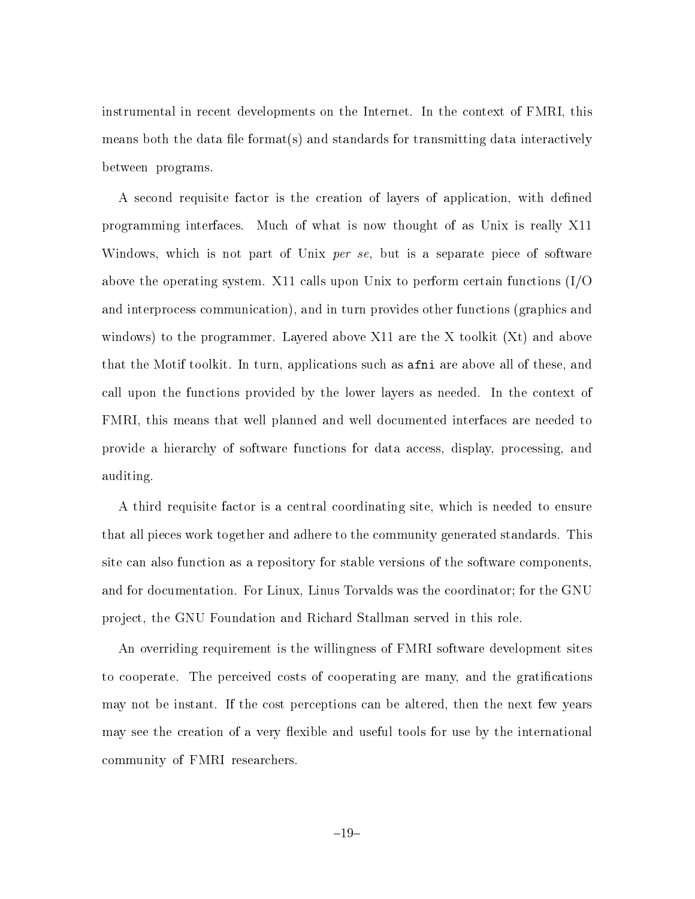instrumental in recent developments on the Internet. In the context of FMRI, this means both the data file format(s) and standards for transmitting data interactively between programs.

A second requisite factor is the creation of layers of application, with defined programming interfaces. Much of what is now thought of as Unix is really X11 Windows, which is not part of Unix *per se*, but is a separate piece of software above the operating system. X11 calls upon Unix to perform certain functions (I/O and interprocess communication), and in turn provides other functions (graphics and windows) to the programmer. Layered above X11 are the X toolkit (Xt) and above that the Motif toolkit. In turn, applications such as `afni` are above all of these, and call upon the functions provided by the lower layers as needed. In the context of FMRI, this means that well planned and well documented interfaces are needed to provide a hierarchy of software functions for data access, display, processing, and auditing.

A third requisite factor is a central coordinating site, which is needed to ensure that all pieces work together and adhere to the community generated standards. This site can also function as a repository for stable versions of the software components, and for documentation. For Linux, Linus Torvalds was the coordinator; for the GNU project, the GNU Foundation and Richard Stallman served in this role.

An overriding requirement is the willingness of FMRI software development sites to cooperate. The perceived costs of cooperating are many, and the gratifications may not be instant. If the cost perceptions can be altered, then the next few years may see the creation of a very flexible and useful tools for use by the international community of FMRI researchers.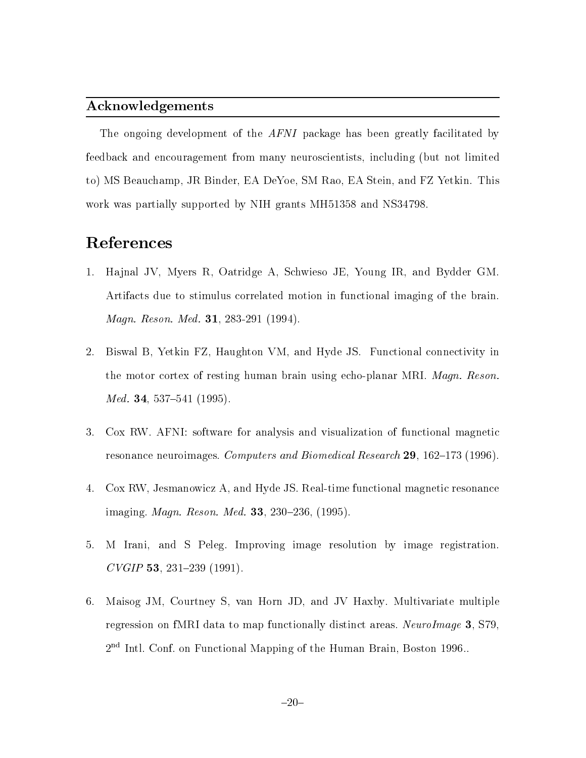## Acknowledgements

The ongoing development of the *AFNI* package has been greatly facilitated by feedback and encouragement from many neuroscientists, including (but not limited to) MS Beauchamp, JR Binder, EA DeYoe, SM Rao, EA Stein, and FZ Yetkin. This work was partially supported by NIH grants MH51358 and NS34798.

# References

1. Hajnal JV, Myers R, Oatridge A, Schwieso JE, Young IR, and Bydder GM. Artifacts due to stimulus correlated motion in functional imaging of the brain. *Magn. Reson. Med.* **31**, 283-291 (1994).

2. Biswal B, Yetkin FZ, Haughton VM, and Hyde JS. Functional connectivity in the motor cortex of resting human brain using echo-planar MRI. *Magn. Reson. Med.* **34**, 537–541 (1995).

3. Cox RW. AFNI: software for analysis and visualization of functional magnetic resonance neuroimages. *Computers and Biomedical Research* **29**, 162–173 (1996).

4. Cox RW, Jesmanowicz A, and Hyde JS. Real-time functional magnetic resonance imaging. *Magn. Reson. Med.* **33**, 230–236, (1995).

5. M Irani, and S Peleg. Improving image resolution by image registration. *CVGIP* **53**, 231–239 (1991).

6. Maisog JM, Courtney S, van Horn JD, and JV Haxby. Multivariate multiple regression on fMRI data to map functionally distinct areas. *NeuroImage* **3**, S79, 2$^{nd}$ Intl. Conf. on Functional Mapping of the Human Brain, Boston 1996..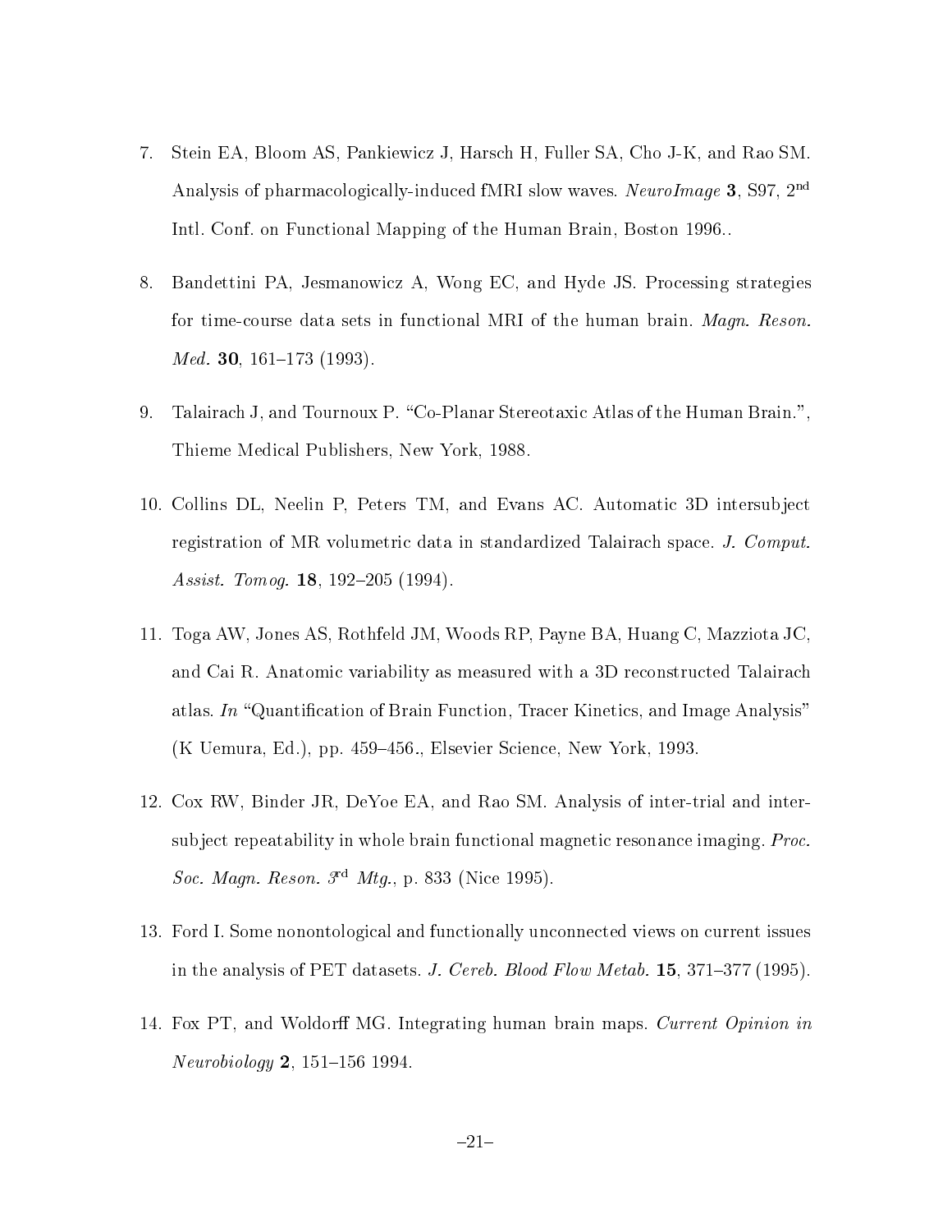7. Stein EA, Bloom AS, Pankiewicz J, Harsch H, Fuller SA, Cho J-K, and Rao SM. Analysis of pharmacologically-induced fMRI slow waves. *NeuroImage* **3**, S97, 2nd Intl. Conf. on Functional Mapping of the Human Brain, Boston 1996..

8. Bandettini PA, Jesmanowicz A, Wong EC, and Hyde JS. Processing strategies for time-course data sets in functional MRI of the human brain. *Magn. Reson. Med.* **30**, 161–173 (1993).

9. Talairach J, and Tournoux P. "Co-Planar Stereotaxic Atlas of the Human Brain.", Thieme Medical Publishers, New York, 1988.

10. Collins DL, Neelin P, Peters TM, and Evans AC. Automatic 3D intersubject registration of MR volumetric data in standardized Talairach space. *J. Comput. Assist. Tomog.* **18**, 192–205 (1994).

11. Toga AW, Jones AS, Rothfeld JM, Woods RP, Payne BA, Huang C, Mazziota JC, and Cai R. Anatomic variability as measured with a 3D reconstructed Talairach atlas. *In* "Quantification of Brain Function, Tracer Kinetics, and Image Analysis" (K Uemura, Ed.), pp. 459–456., Elsevier Science, New York, 1993.

12. Cox RW, Binder JR, DeYoe EA, and Rao SM. Analysis of inter-trial and inter-subject repeatability in whole brain functional magnetic resonance imaging. *Proc. Soc. Magn. Reson. 3rd Mtg.*, p. 833 (Nice 1995).

13. Ford I. Some nonontological and functionally unconnected views on current issues in the analysis of PET datasets. *J. Cereb. Blood Flow Metab.* **15**, 371–377 (1995).

14. Fox PT, and Woldorff MG. Integrating human brain maps. *Current Opinion in Neurobiology* **2**, 151–156 1994.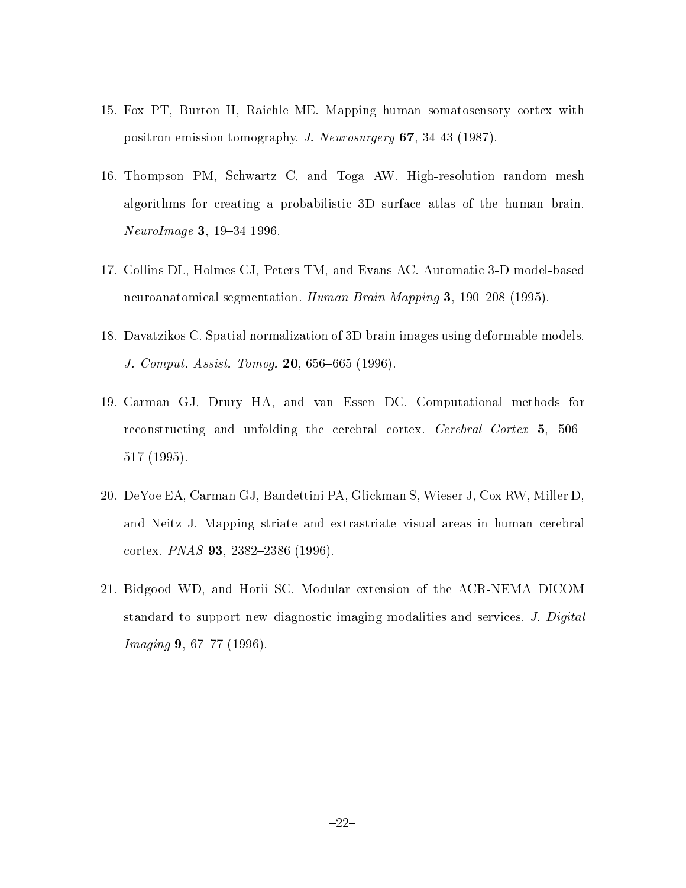15. Fox PT, Burton H, Raichle ME. Mapping human somatosensory cortex with positron emission tomography. *J. Neurosurgery* **67**, 34-43 (1987).

16. Thompson PM, Schwartz C, and Toga AW. High-resolution random mesh algorithms for creating a probabilistic 3D surface atlas of the human brain. *NeuroImage* **3**, 19–34 1996.

17. Collins DL, Holmes CJ, Peters TM, and Evans AC. Automatic 3-D model-based neuroanatomical segmentation. *Human Brain Mapping* **3**, 190–208 (1995).

18. Davatzikos C. Spatial normalization of 3D brain images using deformable models. *J. Comput. Assist. Tomog.* **20**, 656–665 (1996).

19. Carman GJ, Drury HA, and van Essen DC. Computational methods for reconstructing and unfolding the cerebral cortex. *Cerebral Cortex* **5**, 506–517 (1995).

20. DeYoe EA, Carman GJ, Bandettini PA, Glickman S, Wieser J, Cox RW, Miller D, and Neitz J. Mapping striate and extrastriate visual areas in human cerebral cortex. *PNAS* **93**, 2382–2386 (1996).

21. Bidgood WD, and Horii SC. Modular extension of the ACR-NEMA DICOM standard to support new diagnostic imaging modalities and services. *J. Digital Imaging* **9**, 67–77 (1996).